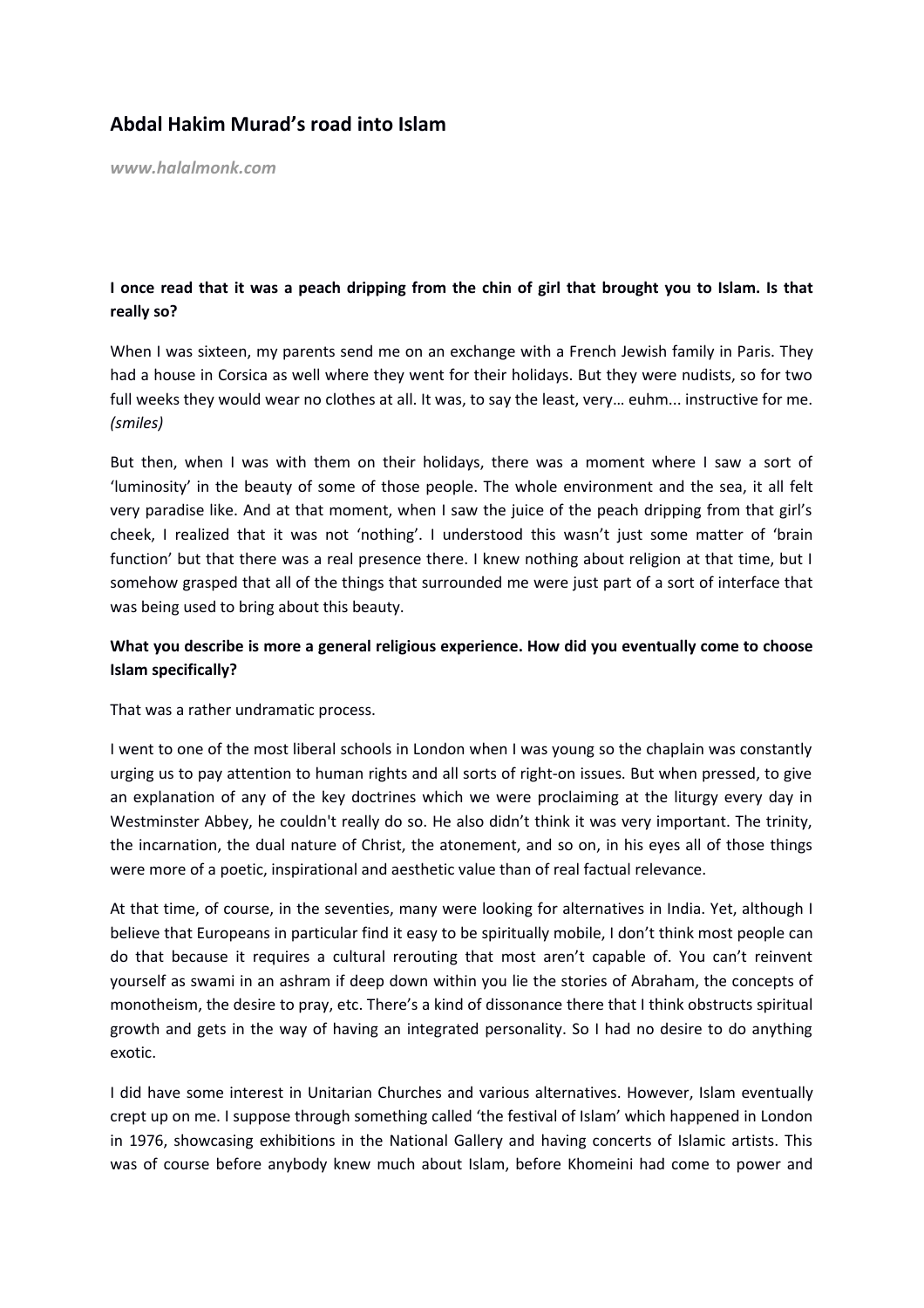# Abdal Hakim Murad's road into Islam

***www.halalmonk.com***

**I once read that it was a peach dripping from the chin of girl that brought you to Islam. Is that really so?**

When I was sixteen, my parents send me on an exchange with a French Jewish family in Paris. They had a house in Corsica as well where they went for their holidays. But they were nudists, so for two full weeks they would wear no clothes at all. It was, to say the least, very… euhm... instructive for me. *(smiles)*

But then, when I was with them on their holidays, there was a moment where I saw a sort of 'luminosity' in the beauty of some of those people. The whole environment and the sea, it all felt very paradise like. And at that moment, when I saw the juice of the peach dripping from that girl's cheek, I realized that it was not 'nothing'. I understood this wasn't just some matter of 'brain function' but that there was a real presence there. I knew nothing about religion at that time, but I somehow grasped that all of the things that surrounded me were just part of a sort of interface that was being used to bring about this beauty.

**What you describe is more a general religious experience. How did you eventually come to choose Islam specifically?**

That was a rather undramatic process.

I went to one of the most liberal schools in London when I was young so the chaplain was constantly urging us to pay attention to human rights and all sorts of right-on issues. But when pressed, to give an explanation of any of the key doctrines which we were proclaiming at the liturgy every day in Westminster Abbey, he couldn't really do so. He also didn't think it was very important. The trinity, the incarnation, the dual nature of Christ, the atonement, and so on, in his eyes all of those things were more of a poetic, inspirational and aesthetic value than of real factual relevance.

At that time, of course, in the seventies, many were looking for alternatives in India. Yet, although I believe that Europeans in particular find it easy to be spiritually mobile, I don't think most people can do that because it requires a cultural rerouting that most aren't capable of. You can't reinvent yourself as swami in an ashram if deep down within you lie the stories of Abraham, the concepts of monotheism, the desire to pray, etc. There's a kind of dissonance there that I think obstructs spiritual growth and gets in the way of having an integrated personality. So I had no desire to do anything exotic.

I did have some interest in Unitarian Churches and various alternatives. However, Islam eventually crept up on me. I suppose through something called 'the festival of Islam' which happened in London in 1976, showcasing exhibitions in the National Gallery and having concerts of Islamic artists. This was of course before anybody knew much about Islam, before Khomeini had come to power and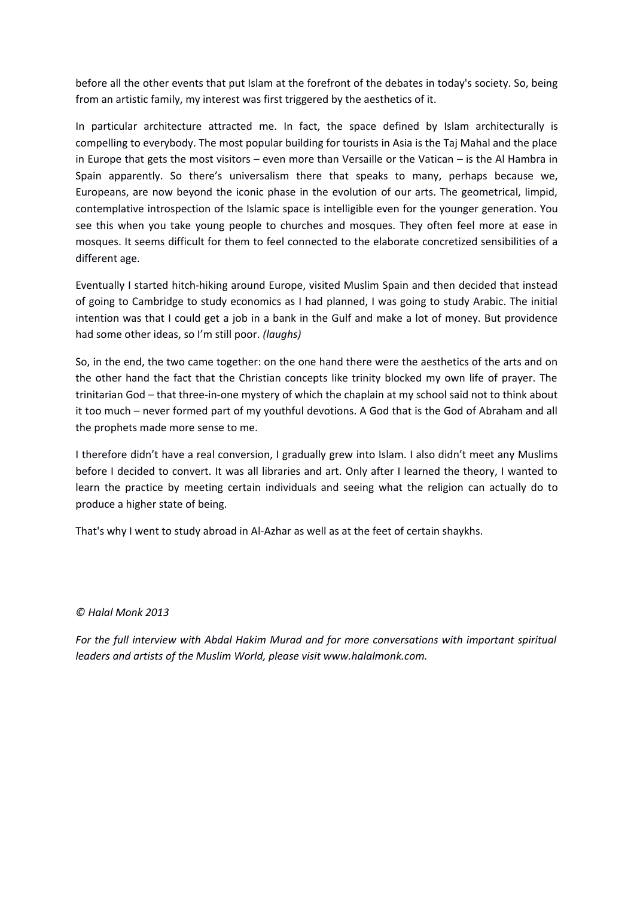before all the other events that put Islam at the forefront of the debates in today's society. So, being from an artistic family, my interest was first triggered by the aesthetics of it.

In particular architecture attracted me. In fact, the space defined by Islam architecturally is compelling to everybody. The most popular building for tourists in Asia is the Taj Mahal and the place in Europe that gets the most visitors – even more than Versaille or the Vatican – is the Al Hambra in Spain apparently. So there's universalism there that speaks to many, perhaps because we, Europeans, are now beyond the iconic phase in the evolution of our arts. The geometrical, limpid, contemplative introspection of the Islamic space is intelligible even for the younger generation. You see this when you take young people to churches and mosques. They often feel more at ease in mosques. It seems difficult for them to feel connected to the elaborate concretized sensibilities of a different age.

Eventually I started hitch-hiking around Europe, visited Muslim Spain and then decided that instead of going to Cambridge to study economics as I had planned, I was going to study Arabic. The initial intention was that I could get a job in a bank in the Gulf and make a lot of money. But providence had some other ideas, so I'm still poor. *(laughs)*

So, in the end, the two came together: on the one hand there were the aesthetics of the arts and on the other hand the fact that the Christian concepts like trinity blocked my own life of prayer. The trinitarian God – that three-in-one mystery of which the chaplain at my school said not to think about it too much – never formed part of my youthful devotions. A God that is the God of Abraham and all the prophets made more sense to me.

I therefore didn't have a real conversion, I gradually grew into Islam. I also didn't meet any Muslims before I decided to convert. It was all libraries and art. Only after I learned the theory, I wanted to learn the practice by meeting certain individuals and seeing what the religion can actually do to produce a higher state of being.

That's why I went to study abroad in Al-Azhar as well as at the feet of certain shaykhs.

*© Halal Monk 2013*

*For the full interview with Abdal Hakim Murad and for more conversations with important spiritual leaders and artists of the Muslim World, please visit www.halalmonk.com.*